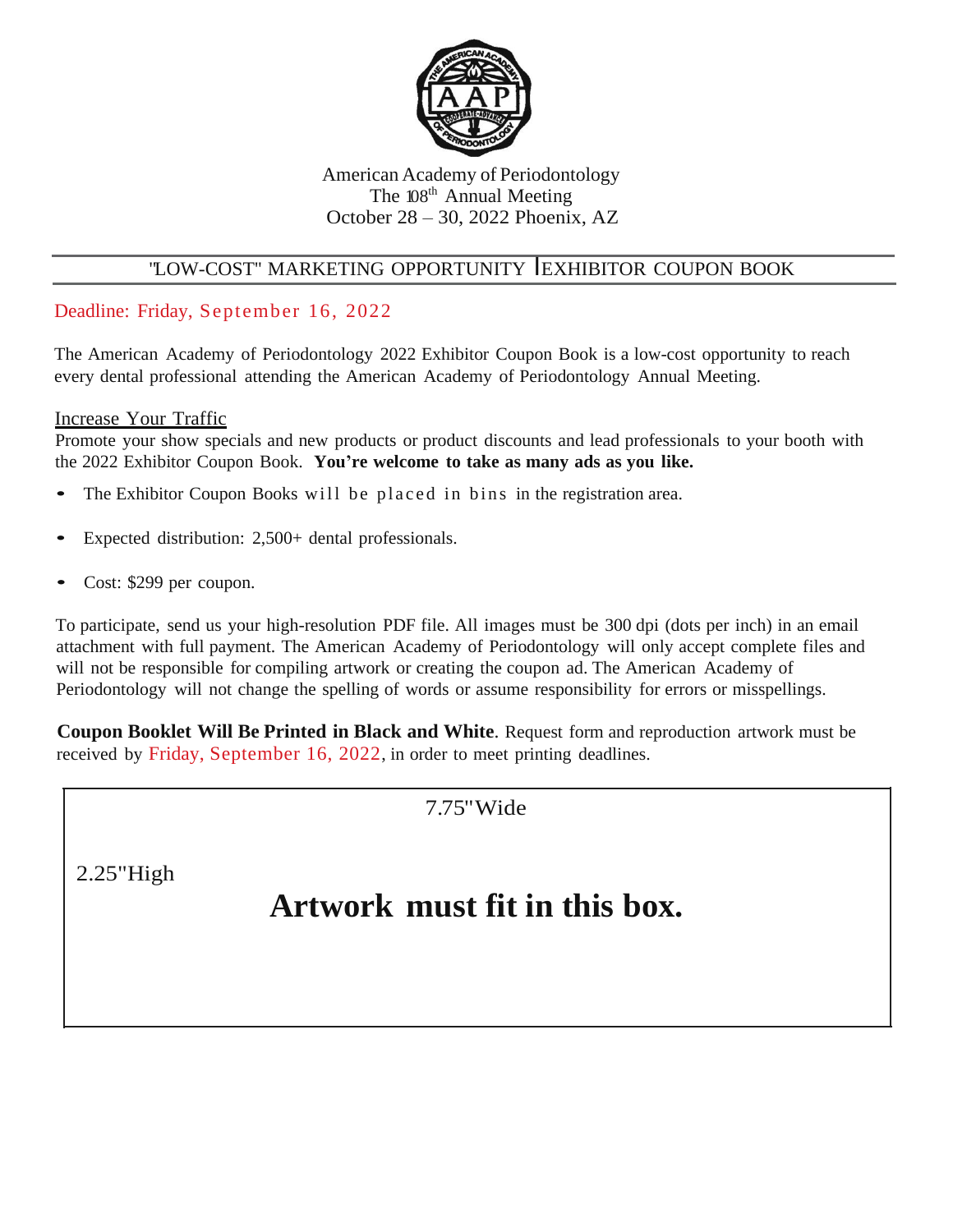American Academy of Periodontology
The 108th Annual Meeting
October 28 – 30, 2022 Phoenix, AZ

## "LOW-COST" MARKETING OPPORTUNITY | EXHIBITOR COUPON BOOK

Deadline: Friday, September 16, 2022

The American Academy of Periodontology 2022 Exhibitor Coupon Book is a low-cost opportunity to reach every dental professional attending the American Academy of Periodontology Annual Meeting.

Increase Your Traffic

Promote your show specials and new products or product discounts and lead professionals to your booth with the 2022 Exhibitor Coupon Book. **You're welcome to take as many ads as you like.**

- The Exhibitor Coupon Books will be placed in bins in the registration area.
- Expected distribution: 2,500+ dental professionals.
- Cost: $299 per coupon.

To participate, send us your high-resolution PDF file. All images must be 300 dpi (dots per inch) in an email attachment with full payment. The American Academy of Periodontology will only accept complete files and will not be responsible for compiling artwork or creating the coupon ad. The American Academy of Periodontology will not change the spelling of words or assume responsibility for errors or misspellings.

**Coupon Booklet Will Be Printed in Black and White**. Request form and reproduction artwork must be received by Friday, September 16, 2022, in order to meet printing deadlines.

7.75"Wide

2.25"High

**Artwork must fit in this box.**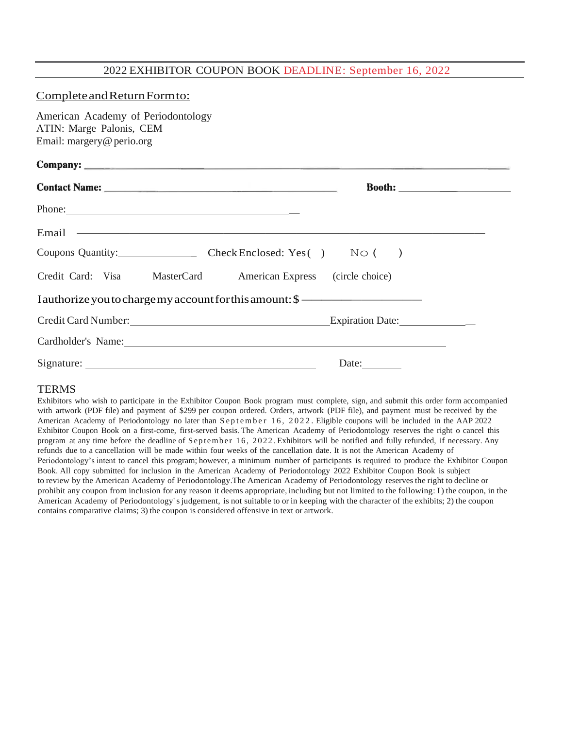## 2022 EXHIBITOR COUPON BOOK DEADLINE: September 16, 2022

Complete and Return Form to:

American Academy of Periodontology
ATIN: Marge Palonis, CEM
Email: margery@perio.org

**Company:** ______________________________________________

**Contact Name:** ______________________________ **Booth:** ______________

Phone: ______________________________

Email ______________________________________________

Coupons Quantity: ____________ Check Enclosed: Yes ( ) No ( )

Credit Card: Visa MasterCard American Express (circle choice)

I authorize you to charge my account for this amount: $ ______________

Credit Card Number: ______________________________ Expiration Date: ____________

Cardholder's Name: ______________________________________________

Signature: ______________________________ Date: ________

TERMS

Exhibitors who wish to participate in the Exhibitor Coupon Book program must complete, sign, and submit this order form accompanied with artwork (PDF file) and payment of $299 per coupon ordered. Orders, artwork (PDF file), and payment must be received by the American Academy of Periodontology no later than September 16, 2022. Eligible coupons will be included in the AAP 2022 Exhibitor Coupon Book on a first-come, first-served basis. The American Academy of Periodontology reserves the right o cancel this program at any time before the deadline of September 16, 2022. Exhibitors will be notified and fully refunded, if necessary. Any refunds due to a cancellation will be made within four weeks of the cancellation date. It is not the American Academy of Periodontology's intent to cancel this program; however, a minimum number of participants is required to produce the Exhibitor Coupon Book. All copy submitted for inclusion in the American Academy of Periodontology 2022 Exhibitor Coupon Book is subject to review by the American Academy of Periodontology.The American Academy of Periodontology reserves the right to decline or prohibit any coupon from inclusion for any reason it deems appropriate, including but not limited to the following: I) the coupon, in the American Academy of Periodontology's judgement, is not suitable to or in keeping with the character of the exhibits; 2) the coupon contains comparative claims; 3) the coupon is considered offensive in text or artwork.